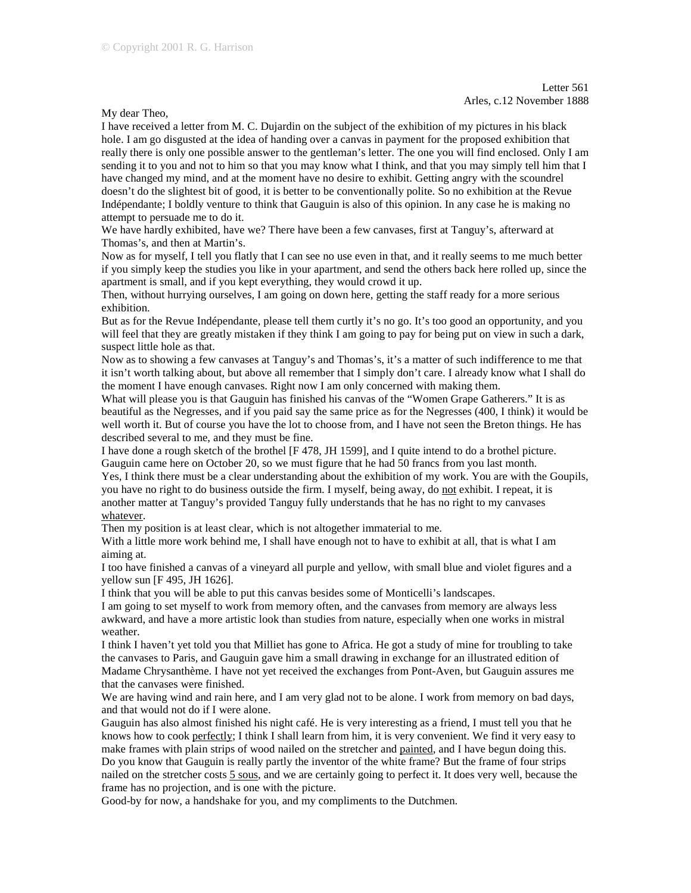© Copyright 2001 R. G. Harrison

Letter 561
Arles, c.12 November 1888

My dear Theo,

I have received a letter from M. C. Dujardin on the subject of the exhibition of my pictures in his black hole. I am go disgusted at the idea of handing over a canvas in payment for the proposed exhibition that really there is only one possible answer to the gentleman's letter. The one you will find enclosed. Only I am sending it to you and not to him so that you may know what I think, and that you may simply tell him that I have changed my mind, and at the moment have no desire to exhibit. Getting angry with the scoundrel doesn't do the slightest bit of good, it is better to be conventionally polite. So no exhibition at the Revue Indépendante; I boldly venture to think that Gauguin is also of this opinion. In any case he is making no attempt to persuade me to do it.

We have hardly exhibited, have we? There have been a few canvases, first at Tanguy's, afterward at Thomas's, and then at Martin's.

Now as for myself, I tell you flatly that I can see no use even in that, and it really seems to me much better if you simply keep the studies you like in your apartment, and send the others back here rolled up, since the apartment is small, and if you kept everything, they would crowd it up.

Then, without hurrying ourselves, I am going on down here, getting the staff ready for a more serious exhibition.

But as for the Revue Indépendante, please tell them curtly it's no go. It's too good an opportunity, and you will feel that they are greatly mistaken if they think I am going to pay for being put on view in such a dark, suspect little hole as that.

Now as to showing a few canvases at Tanguy's and Thomas's, it's a matter of such indifference to me that it isn't worth talking about, but above all remember that I simply don't care. I already know what I shall do the moment I have enough canvases. Right now I am only concerned with making them.

What will please you is that Gauguin has finished his canvas of the "Women Grape Gatherers." It is as beautiful as the Negresses, and if you paid say the same price as for the Negresses (400, I think) it would be well worth it. But of course you have the lot to choose from, and I have not seen the Breton things. He has described several to me, and they must be fine.

I have done a rough sketch of the brothel [F 478, JH 1599], and I quite intend to do a brothel picture. Gauguin came here on October 20, so we must figure that he had 50 francs from you last month.

Yes, I think there must be a clear understanding about the exhibition of my work. You are with the Goupils, you have no right to do business outside the firm. I myself, being away, do <u>not</u> exhibit. I repeat, it is another matter at Tanguy's provided Tanguy fully understands that he has no right to my canvases <u>whatever</u>.

Then my position is at least clear, which is not altogether immaterial to me.

With a little more work behind me, I shall have enough not to have to exhibit at all, that is what I am aiming at.

I too have finished a canvas of a vineyard all purple and yellow, with small blue and violet figures and a yellow sun [F 495, JH 1626].

I think that you will be able to put this canvas besides some of Monticelli's landscapes.

I am going to set myself to work from memory often, and the canvases from memory are always less awkward, and have a more artistic look than studies from nature, especially when one works in mistral weather.

I think I haven't yet told you that Milliet has gone to Africa. He got a study of mine for troubling to take the canvases to Paris, and Gauguin gave him a small drawing in exchange for an illustrated edition of Madame Chrysanthème. I have not yet received the exchanges from Pont-Aven, but Gauguin assures me that the canvases were finished.

We are having wind and rain here, and I am very glad not to be alone. I work from memory on bad days, and that would not do if I were alone.

Gauguin has also almost finished his night café. He is very interesting as a friend, I must tell you that he knows how to cook <u>perfectly</u>; I think I shall learn from him, it is very convenient. We find it very easy to make frames with plain strips of wood nailed on the stretcher and <u>painted</u>, and I have begun doing this. Do you know that Gauguin is really partly the inventor of the white frame? But the frame of four strips nailed on the stretcher costs <u>5 sous</u>, and we are certainly going to perfect it. It does very well, because the frame has no projection, and is one with the picture.

Good-by for now, a handshake for you, and my compliments to the Dutchmen.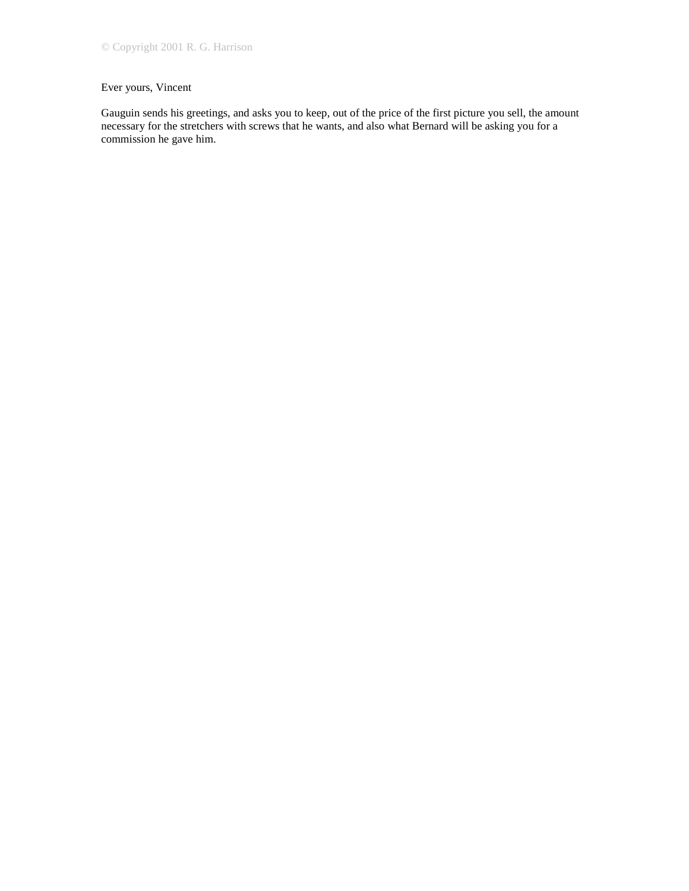Ever yours, Vincent

Gauguin sends his greetings, and asks you to keep, out of the price of the first picture you sell, the amount necessary for the stretchers with screws that he wants, and also what Bernard will be asking you for a commission he gave him.